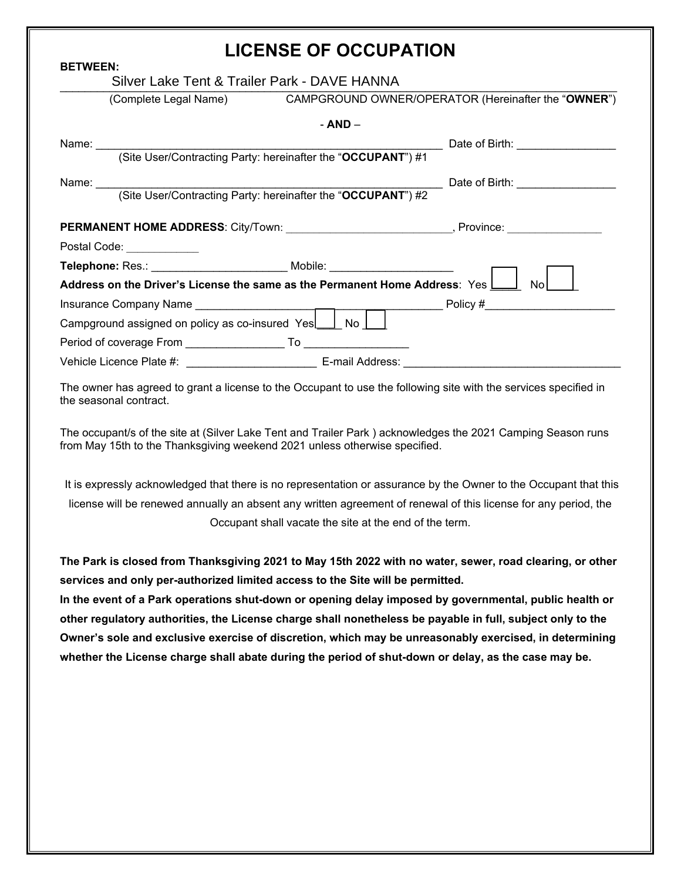# LICENSE OF OCCUPATION

**BETWEEN:**

Silver Lake Tent & Trailer Park - DAVE HANNA
(Complete Legal Name) CAMPGROUND OWNER/OPERATOR (Hereinafter the "**OWNER**")

\- **AND** –

Name: ___________________________________________________________ Date of Birth: ________________
(Site User/Contracting Party: hereinafter the "**OCCUPANT**") #1

Name: ___________________________________________________________ Date of Birth: ________________
(Site User/Contracting Party: hereinafter the "**OCCUPANT**") #2

**PERMANENT HOME ADDRESS**: City/Town: ___________________________, Province: _______________

Postal Code: ____________

**Telephone:** Res.: ______________________ Mobile: ____________________

**Address on the Driver's License the same as the Permanent Home Address**: Yes ☐ No ☐

Insurance Company Name ________________________________________ Policy #_____________________

Campground assigned on policy as co-insured Yes ☐ No ☐

Period of coverage From ________________ To _________________

Vehicle Licence Plate #: _____________________ E-mail Address: ___________________________________

The owner has agreed to grant a license to the Occupant to use the following site with the services specified in the seasonal contract.

The occupant/s of the site at (Silver Lake Tent and Trailer Park ) acknowledges the 2021 Camping Season runs from May 15th to the Thanksgiving weekend 2021 unless otherwise specified.

It is expressly acknowledged that there is no representation or assurance by the Owner to the Occupant that this license will be renewed annually an absent any written agreement of renewal of this license for any period, the Occupant shall vacate the site at the end of the term.

**The Park is closed from Thanksgiving 2021 to May 15th 2022 with no water, sewer, road clearing, or other services and only per-authorized limited access to the Site will be permitted.**

**In the event of a Park operations shut-down or opening delay imposed by governmental, public health or other regulatory authorities, the License charge shall nonetheless be payable in full, subject only to the Owner's sole and exclusive exercise of discretion, which may be unreasonably exercised, in determining whether the License charge shall abate during the period of shut-down or delay, as the case may be.**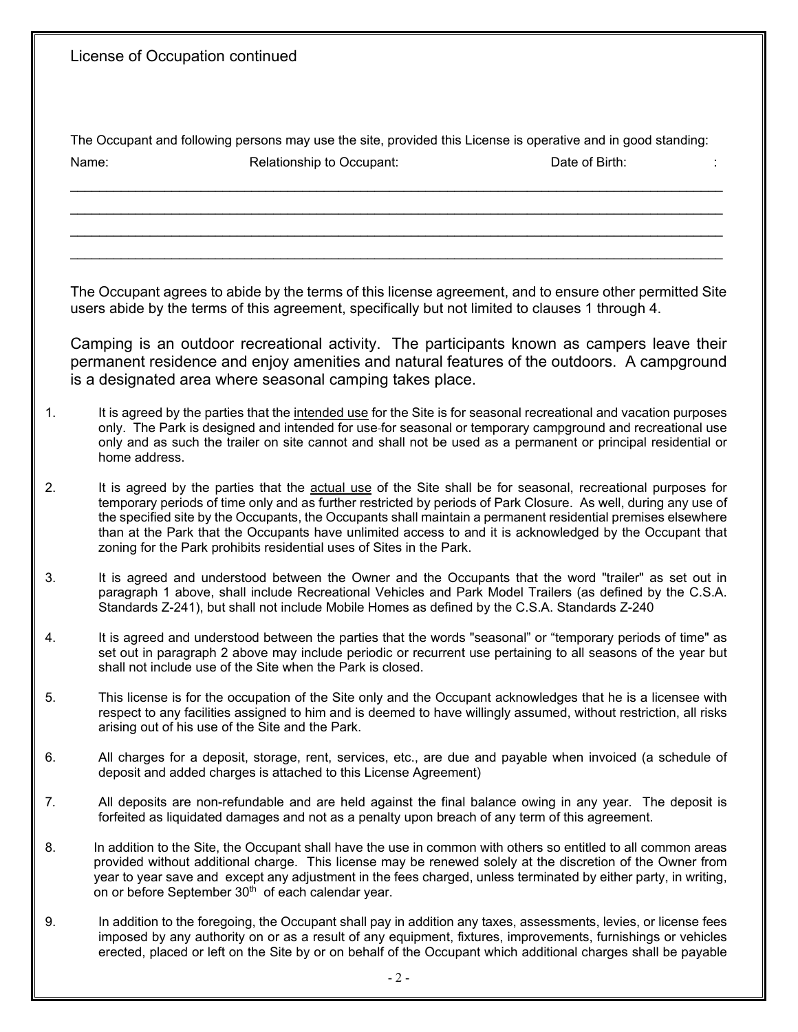License of Occupation continued

The Occupant and following persons may use the site, provided this License is operative and in good standing:

| Name: | Relationship to Occupant: | Date of Birth: |
| --- | --- | --- |
| | | |
| | | |
| | | |
| | | |

The Occupant agrees to abide by the terms of this license agreement, and to ensure other permitted Site users abide by the terms of this agreement, specifically but not limited to clauses 1 through 4.

Camping is an outdoor recreational activity. The participants known as campers leave their permanent residence and enjoy amenities and natural features of the outdoors. A campground is a designated area where seasonal camping takes place.

1. It is agreed by the parties that the intended use for the Site is for seasonal recreational and vacation purposes only. The Park is designed and intended for use for seasonal or temporary campground and recreational use only and as such the trailer on site cannot and shall not be used as a permanent or principal residential or home address.

2. It is agreed by the parties that the actual use of the Site shall be for seasonal, recreational purposes for temporary periods of time only and as further restricted by periods of Park Closure. As well, during any use of the specified site by the Occupants, the Occupants shall maintain a permanent residential premises elsewhere than at the Park that the Occupants have unlimited access to and it is acknowledged by the Occupant that zoning for the Park prohibits residential uses of Sites in the Park.

3. It is agreed and understood between the Owner and the Occupants that the word "trailer" as set out in paragraph 1 above, shall include Recreational Vehicles and Park Model Trailers (as defined by the C.S.A. Standards Z-241), but shall not include Mobile Homes as defined by the C.S.A. Standards Z-240

4. It is agreed and understood between the parties that the words "seasonal" or "temporary periods of time" as set out in paragraph 2 above may include periodic or recurrent use pertaining to all seasons of the year but shall not include use of the Site when the Park is closed.

5. This license is for the occupation of the Site only and the Occupant acknowledges that he is a licensee with respect to any facilities assigned to him and is deemed to have willingly assumed, without restriction, all risks arising out of his use of the Site and the Park.

6. All charges for a deposit, storage, rent, services, etc., are due and payable when invoiced (a schedule of deposit and added charges is attached to this License Agreement)

7. All deposits are non-refundable and are held against the final balance owing in any year. The deposit is forfeited as liquidated damages and not as a penalty upon breach of any term of this agreement.

8. In addition to the Site, the Occupant shall have the use in common with others so entitled to all common areas provided without additional charge. This license may be renewed solely at the discretion of the Owner from year to year save and except any adjustment in the fees charged, unless terminated by either party, in writing, on or before September 30th of each calendar year.

9. In addition to the foregoing, the Occupant shall pay in addition any taxes, assessments, levies, or license fees imposed by any authority on or as a result of any equipment, fixtures, improvements, furnishings or vehicles erected, placed or left on the Site by or on behalf of the Occupant which additional charges shall be payable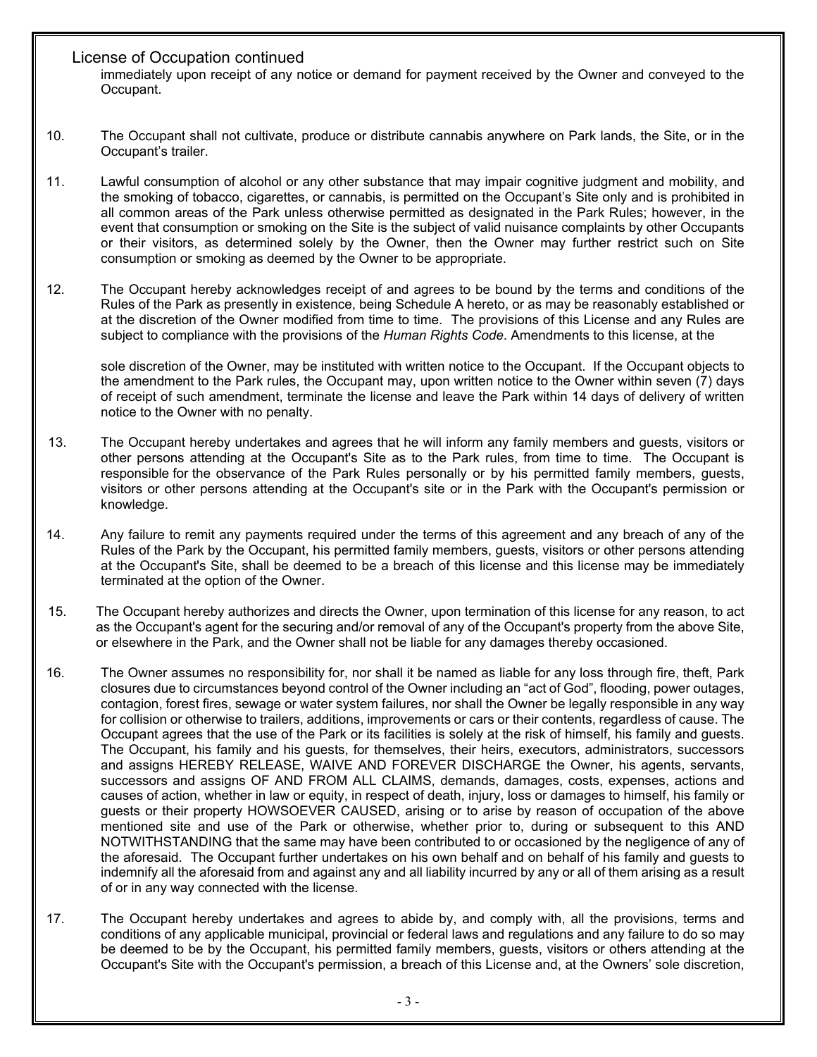License of Occupation continued

immediately upon receipt of any notice or demand for payment received by the Owner and conveyed to the Occupant.

10. The Occupant shall not cultivate, produce or distribute cannabis anywhere on Park lands, the Site, or in the Occupant's trailer.

11. Lawful consumption of alcohol or any other substance that may impair cognitive judgment and mobility, and the smoking of tobacco, cigarettes, or cannabis, is permitted on the Occupant's Site only and is prohibited in all common areas of the Park unless otherwise permitted as designated in the Park Rules; however, in the event that consumption or smoking on the Site is the subject of valid nuisance complaints by other Occupants or their visitors, as determined solely by the Owner, then the Owner may further restrict such on Site consumption or smoking as deemed by the Owner to be appropriate.

12. The Occupant hereby acknowledges receipt of and agrees to be bound by the terms and conditions of the Rules of the Park as presently in existence, being Schedule A hereto, or as may be reasonably established or at the discretion of the Owner modified from time to time. The provisions of this License and any Rules are subject to compliance with the provisions of the *Human Rights Code*. Amendments to this license, at the

    sole discretion of the Owner, may be instituted with written notice to the Occupant. If the Occupant objects to the amendment to the Park rules, the Occupant may, upon written notice to the Owner within seven (7) days of receipt of such amendment, terminate the license and leave the Park within 14 days of delivery of written notice to the Owner with no penalty.

13. The Occupant hereby undertakes and agrees that he will inform any family members and guests, visitors or other persons attending at the Occupant's Site as to the Park rules, from time to time. The Occupant is responsible for the observance of the Park Rules personally or by his permitted family members, guests, visitors or other persons attending at the Occupant's site or in the Park with the Occupant's permission or knowledge.

14. Any failure to remit any payments required under the terms of this agreement and any breach of any of the Rules of the Park by the Occupant, his permitted family members, guests, visitors or other persons attending at the Occupant's Site, shall be deemed to be a breach of this license and this license may be immediately terminated at the option of the Owner.

15. The Occupant hereby authorizes and directs the Owner, upon termination of this license for any reason, to act as the Occupant's agent for the securing and/or removal of any of the Occupant's property from the above Site, or elsewhere in the Park, and the Owner shall not be liable for any damages thereby occasioned.

16. The Owner assumes no responsibility for, nor shall it be named as liable for any loss through fire, theft, Park closures due to circumstances beyond control of the Owner including an "act of God", flooding, power outages, contagion, forest fires, sewage or water system failures, nor shall the Owner be legally responsible in any way for collision or otherwise to trailers, additions, improvements or cars or their contents, regardless of cause. The Occupant agrees that the use of the Park or its facilities is solely at the risk of himself, his family and guests. The Occupant, his family and his guests, for themselves, their heirs, executors, administrators, successors and assigns HEREBY RELEASE, WAIVE AND FOREVER DISCHARGE the Owner, his agents, servants, successors and assigns OF AND FROM ALL CLAIMS, demands, damages, costs, expenses, actions and causes of action, whether in law or equity, in respect of death, injury, loss or damages to himself, his family or guests or their property HOWSOEVER CAUSED, arising or to arise by reason of occupation of the above mentioned site and use of the Park or otherwise, whether prior to, during or subsequent to this AND NOTWITHSTANDING that the same may have been contributed to or occasioned by the negligence of any of the aforesaid. The Occupant further undertakes on his own behalf and on behalf of his family and guests to indemnify all the aforesaid from and against any and all liability incurred by any or all of them arising as a result of or in any way connected with the license.

17. The Occupant hereby undertakes and agrees to abide by, and comply with, all the provisions, terms and conditions of any applicable municipal, provincial or federal laws and regulations and any failure to do so may be deemed to be by the Occupant, his permitted family members, guests, visitors or others attending at the Occupant's Site with the Occupant's permission, a breach of this License and, at the Owners' sole discretion,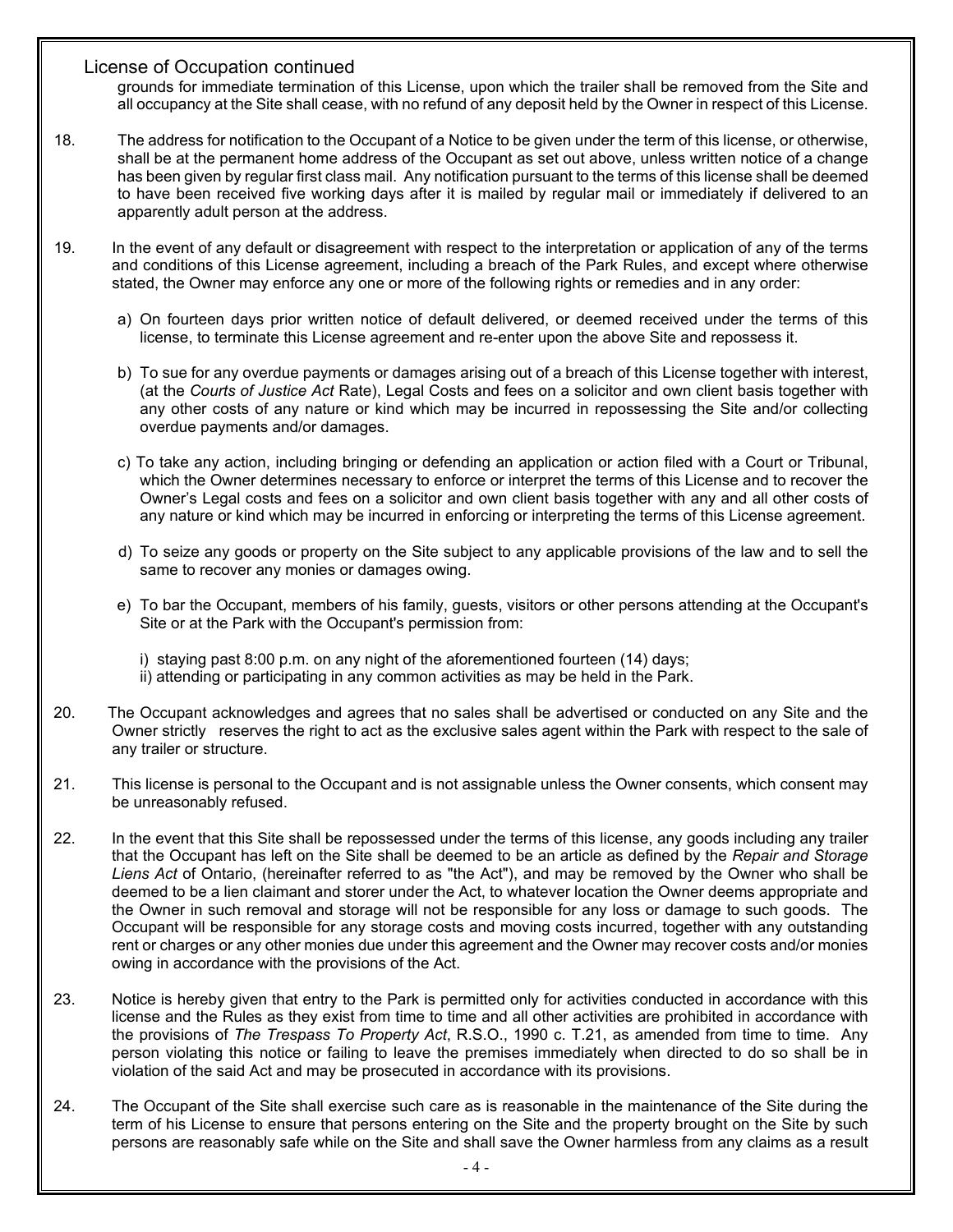## License of Occupation continued

grounds for immediate termination of this License, upon which the trailer shall be removed from the Site and all occupancy at the Site shall cease, with no refund of any deposit held by the Owner in respect of this License.

18. The address for notification to the Occupant of a Notice to be given under the term of this license, or otherwise, shall be at the permanent home address of the Occupant as set out above, unless written notice of a change has been given by regular first class mail. Any notification pursuant to the terms of this license shall be deemed to have been received five working days after it is mailed by regular mail or immediately if delivered to an apparently adult person at the address.

19. In the event of any default or disagreement with respect to the interpretation or application of any of the terms and conditions of this License agreement, including a breach of the Park Rules, and except where otherwise stated, the Owner may enforce any one or more of the following rights or remedies and in any order:

    a) On fourteen days prior written notice of default delivered, or deemed received under the terms of this license, to terminate this License agreement and re-enter upon the above Site and repossess it.

    b) To sue for any overdue payments or damages arising out of a breach of this License together with interest, (at the *Courts of Justice Act* Rate), Legal Costs and fees on a solicitor and own client basis together with any other costs of any nature or kind which may be incurred in repossessing the Site and/or collecting overdue payments and/or damages.

    c) To take any action, including bringing or defending an application or action filed with a Court or Tribunal, which the Owner determines necessary to enforce or interpret the terms of this License and to recover the Owner's Legal costs and fees on a solicitor and own client basis together with any and all other costs of any nature or kind which may be incurred in enforcing or interpreting the terms of this License agreement.

    d) To seize any goods or property on the Site subject to any applicable provisions of the law and to sell the same to recover any monies or damages owing.

    e) To bar the Occupant, members of his family, guests, visitors or other persons attending at the Occupant's Site or at the Park with the Occupant's permission from:

        i) staying past 8:00 p.m. on any night of the aforementioned fourteen (14) days;
        ii) attending or participating in any common activities as may be held in the Park.

20. The Occupant acknowledges and agrees that no sales shall be advertised or conducted on any Site and the Owner strictly reserves the right to act as the exclusive sales agent within the Park with respect to the sale of any trailer or structure.

21. This license is personal to the Occupant and is not assignable unless the Owner consents, which consent may be unreasonably refused.

22. In the event that this Site shall be repossessed under the terms of this license, any goods including any trailer that the Occupant has left on the Site shall be deemed to be an article as defined by the *Repair and Storage Liens Act* of Ontario, (hereinafter referred to as "the Act"), and may be removed by the Owner who shall be deemed to be a lien claimant and storer under the Act, to whatever location the Owner deems appropriate and the Owner in such removal and storage will not be responsible for any loss or damage to such goods. The Occupant will be responsible for any storage costs and moving costs incurred, together with any outstanding rent or charges or any other monies due under this agreement and the Owner may recover costs and/or monies owing in accordance with the provisions of the Act.

23. Notice is hereby given that entry to the Park is permitted only for activities conducted in accordance with this license and the Rules as they exist from time to time and all other activities are prohibited in accordance with the provisions of *The Trespass To Property Act*, R.S.O., 1990 c. T.21, as amended from time to time. Any person violating this notice or failing to leave the premises immediately when directed to do so shall be in violation of the said Act and may be prosecuted in accordance with its provisions.

24. The Occupant of the Site shall exercise such care as is reasonable in the maintenance of the Site during the term of his License to ensure that persons entering on the Site and the property brought on the Site by such persons are reasonably safe while on the Site and shall save the Owner harmless from any claims as a result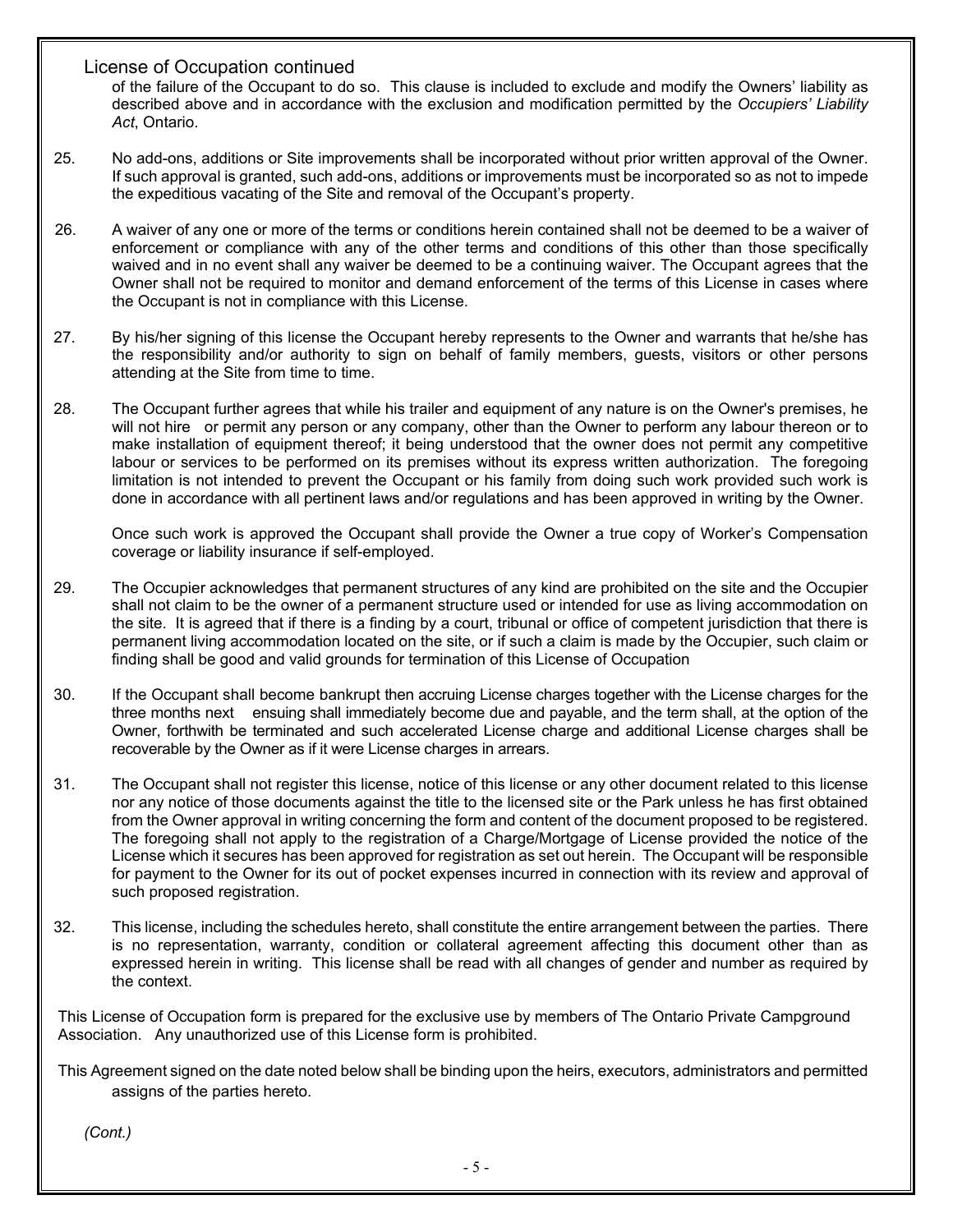License of Occupation continued

of the failure of the Occupant to do so. This clause is included to exclude and modify the Owners' liability as described above and in accordance with the exclusion and modification permitted by the *Occupiers' Liability Act*, Ontario.

25. No add-ons, additions or Site improvements shall be incorporated without prior written approval of the Owner. If such approval is granted, such add-ons, additions or improvements must be incorporated so as not to impede the expeditious vacating of the Site and removal of the Occupant's property.

26. A waiver of any one or more of the terms or conditions herein contained shall not be deemed to be a waiver of enforcement or compliance with any of the other terms and conditions of this other than those specifically waived and in no event shall any waiver be deemed to be a continuing waiver. The Occupant agrees that the Owner shall not be required to monitor and demand enforcement of the terms of this License in cases where the Occupant is not in compliance with this License.

27. By his/her signing of this license the Occupant hereby represents to the Owner and warrants that he/she has the responsibility and/or authority to sign on behalf of family members, guests, visitors or other persons attending at the Site from time to time.

28. The Occupant further agrees that while his trailer and equipment of any nature is on the Owner's premises, he will not hire or permit any person or any company, other than the Owner to perform any labour thereon or to make installation of equipment thereof; it being understood that the owner does not permit any competitive labour or services to be performed on its premises without its express written authorization. The foregoing limitation is not intended to prevent the Occupant or his family from doing such work provided such work is done in accordance with all pertinent laws and/or regulations and has been approved in writing by the Owner.

    Once such work is approved the Occupant shall provide the Owner a true copy of Worker's Compensation coverage or liability insurance if self-employed.

29. The Occupier acknowledges that permanent structures of any kind are prohibited on the site and the Occupier shall not claim to be the owner of a permanent structure used or intended for use as living accommodation on the site. It is agreed that if there is a finding by a court, tribunal or office of competent jurisdiction that there is permanent living accommodation located on the site, or if such a claim is made by the Occupier, such claim or finding shall be good and valid grounds for termination of this License of Occupation

30. If the Occupant shall become bankrupt then accruing License charges together with the License charges for the three months next ensuing shall immediately become due and payable, and the term shall, at the option of the Owner, forthwith be terminated and such accelerated License charge and additional License charges shall be recoverable by the Owner as if it were License charges in arrears.

31. The Occupant shall not register this license, notice of this license or any other document related to this license nor any notice of those documents against the title to the licensed site or the Park unless he has first obtained from the Owner approval in writing concerning the form and content of the document proposed to be registered. The foregoing shall not apply to the registration of a Charge/Mortgage of License provided the notice of the License which it secures has been approved for registration as set out herein. The Occupant will be responsible for payment to the Owner for its out of pocket expenses incurred in connection with its review and approval of such proposed registration.

32. This license, including the schedules hereto, shall constitute the entire arrangement between the parties. There is no representation, warranty, condition or collateral agreement affecting this document other than as expressed herein in writing. This license shall be read with all changes of gender and number as required by the context.

This License of Occupation form is prepared for the exclusive use by members of The Ontario Private Campground Association. Any unauthorized use of this License form is prohibited.

This Agreement signed on the date noted below shall be binding upon the heirs, executors, administrators and permitted assigns of the parties hereto.

*(Cont.)*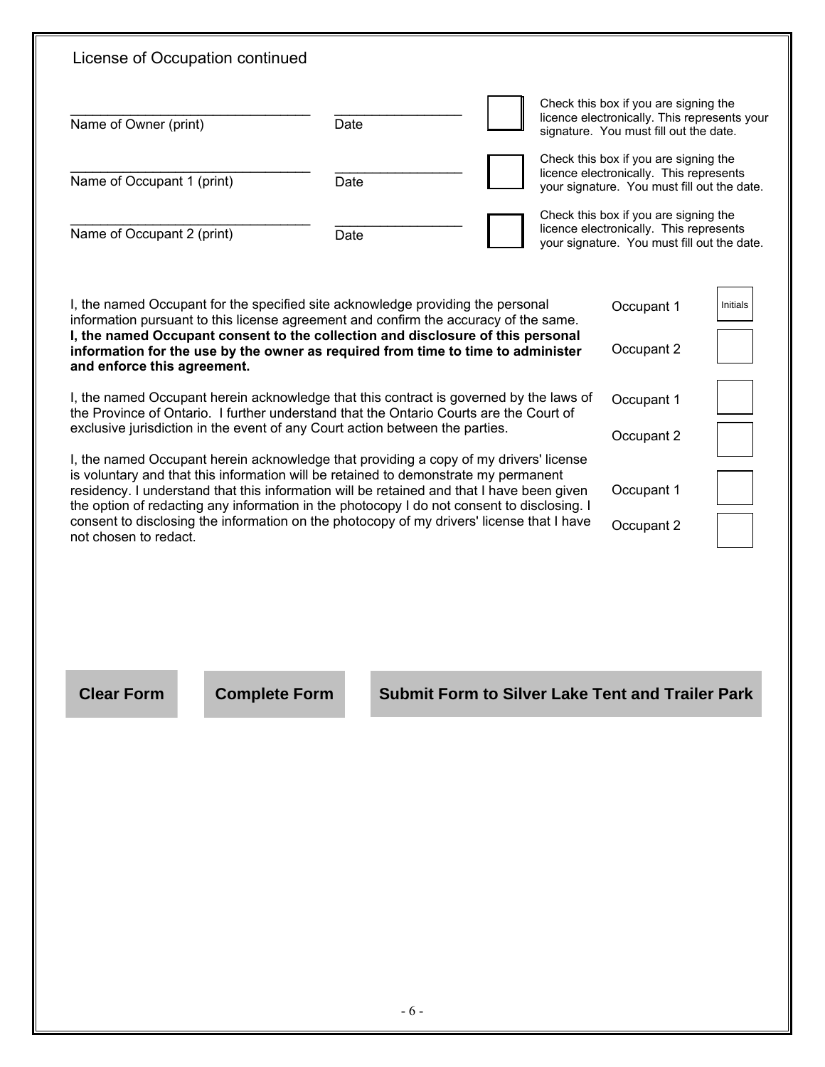License of Occupation continued

| | | | |
|---|---|---|---|
| ______________________________ Name of Owner (print) | ________________ Date | ☐ | Check this box if you are signing the licence electronically. This represents your signature. You must fill out the date. |
| ______________________________ Name of Occupant 1 (print) | ________________ Date | ☐ | Check this box if you are signing the licence electronically. This represents your signature. You must fill out the date. |
| ______________________________ Name of Occupant 2 (print) | ________________ Date | ☐ | Check this box if you are signing the licence electronically. This represents your signature. You must fill out the date. |

| | | |
|---|---|---|
| I, the named Occupant for the specified site acknowledge providing the personal information pursuant to this license agreement and confirm the accuracy of the same. **I, the named Occupant consent to the collection and disclosure of this personal information for the use by the owner as required from time to time to administer and enforce this agreement.** | Occupant 1 | Initials |
| | Occupant 2 | |
| I, the named Occupant herein acknowledge that this contract is governed by the laws of the Province of Ontario. I further understand that the Ontario Courts are the Court of exclusive jurisdiction in the event of any Court action between the parties. | Occupant 1 | |
| | Occupant 2 | |
| I, the named Occupant herein acknowledge that providing a copy of my drivers' license is voluntary and that this information will be retained to demonstrate my permanent residency. I understand that this information will be retained and that I have been given the option of redacting any information in the photocopy I do not consent to disclosing. I consent to disclosing the information on the photocopy of my drivers' license that I have not chosen to redact. | Occupant 1 | |
| | Occupant 2 | |

**Clear Form** **Complete Form** **Submit Form to Silver Lake Tent and Trailer Park**